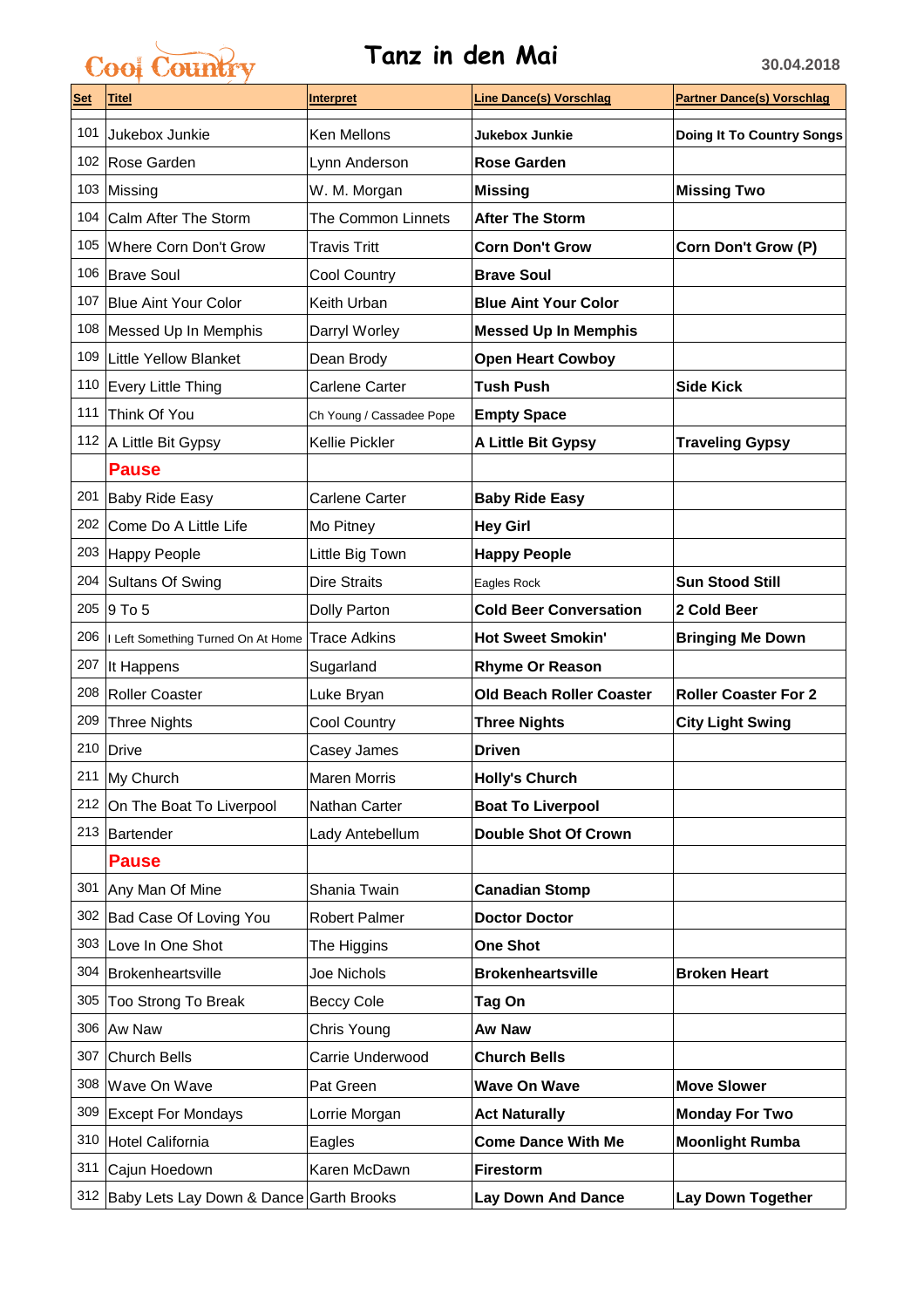Cool Country

# Tanz in den Mai

30.04.2018

| Set | Titel | Interpret | Line Dance(s) Vorschlag | Partner Dance(s) Vorschlag |
|---|---|---|---|---|
| 101 | Jukebox Junkie | Ken Mellons | **Jukebox Junkie** | **Doing It To Country Songs** |
| 102 | Rose Garden | Lynn Anderson | **Rose Garden** | |
| 103 | Missing | W. M. Morgan | **Missing** | **Missing Two** |
| 104 | Calm After The Storm | The Common Linnets | **After The Storm** | |
| 105 | Where Corn Don't Grow | Travis Tritt | **Corn Don't Grow** | **Corn Don't Grow (P)** |
| 106 | Brave Soul | Cool Country | **Brave Soul** | |
| 107 | Blue Aint Your Color | Keith Urban | **Blue Aint Your Color** | |
| 108 | Messed Up In Memphis | Darryl Worley | **Messed Up In Memphis** | |
| 109 | Little Yellow Blanket | Dean Brody | **Open Heart Cowboy** | |
| 110 | Every Little Thing | Carlene Carter | **Tush Push** | **Side Kick** |
| 111 | Think Of You | Ch Young / Cassadee Pope | **Empty Space** | |
| 112 | A Little Bit Gypsy | Kellie Pickler | **A Little Bit Gypsy** | **Traveling Gypsy** |
| | **Pause** | | | |
| 201 | Baby Ride Easy | Carlene Carter | **Baby Ride Easy** | |
| 202 | Come Do A Little Life | Mo Pitney | **Hey Girl** | |
| 203 | Happy People | Little Big Town | **Happy People** | |
| 204 | Sultans Of Swing | Dire Straits | Eagles Rock | **Sun Stood Still** |
| 205 | 9 To 5 | Dolly Parton | **Cold Beer Conversation** | **2 Cold Beer** |
| 206 | I Left Something Turned On At Home | Trace Adkins | **Hot Sweet Smokin'** | **Bringing Me Down** |
| 207 | It Happens | Sugarland | **Rhyme Or Reason** | |
| 208 | Roller Coaster | Luke Bryan | **Old Beach Roller Coaster** | **Roller Coaster For 2** |
| 209 | Three Nights | Cool Country | **Three Nights** | **City Light Swing** |
| 210 | Drive | Casey James | **Driven** | |
| 211 | My Church | Maren Morris | **Holly's Church** | |
| 212 | On The Boat To Liverpool | Nathan Carter | **Boat To Liverpool** | |
| 213 | Bartender | Lady Antebellum | **Double Shot Of Crown** | |
| | **Pause** | | | |
| 301 | Any Man Of Mine | Shania Twain | **Canadian Stomp** | |
| 302 | Bad Case Of Loving You | Robert Palmer | **Doctor Doctor** | |
| 303 | Love In One Shot | The Higgins | **One Shot** | |
| 304 | Brokenheartsville | Joe Nichols | **Brokenheartsville** | **Broken Heart** |
| 305 | Too Strong To Break | Beccy Cole | **Tag On** | |
| 306 | Aw Naw | Chris Young | **Aw Naw** | |
| 307 | Church Bells | Carrie Underwood | **Church Bells** | |
| 308 | Wave On Wave | Pat Green | **Wave On Wave** | **Move Slower** |
| 309 | Except For Mondays | Lorrie Morgan | **Act Naturally** | **Monday For Two** |
| 310 | Hotel California | Eagles | **Come Dance With Me** | **Moonlight Rumba** |
| 311 | Cajun Hoedown | Karen McDawn | **Firestorm** | |
| 312 | Baby Lets Lay Down & Dance | Garth Brooks | **Lay Down And Dance** | **Lay Down Together** |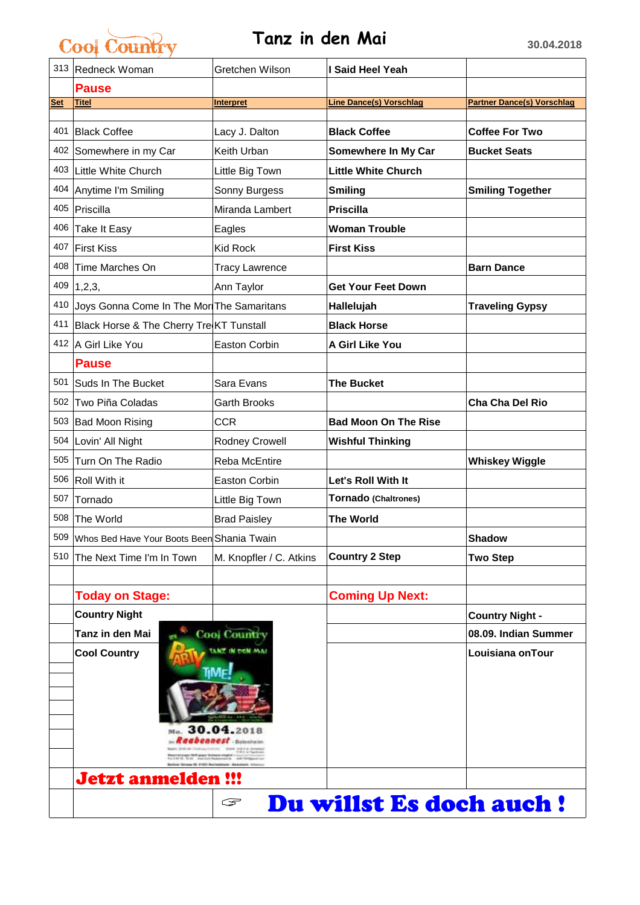# Tanz in den Mai

Cool Country

30.04.2018

| | | | | |
|---|---|---|---|---|
| 313 | Redneck Woman | Gretchen Wilson | **I Said Heel Yeah** | |
| | **Pause** | | | |
| **Set** | **Titel** | **Interpret** | **Line Dance(s) Vorschlag** | **Partner Dance(s) Vorschlag** |
| | | | | |
| 401 | Black Coffee | Lacy J. Dalton | **Black Coffee** | **Coffee For Two** |
| 402 | Somewhere in my Car | Keith Urban | **Somewhere In My Car** | **Bucket Seats** |
| 403 | Little White Church | Little Big Town | **Little White Church** | |
| 404 | Anytime I'm Smiling | Sonny Burgess | **Smiling** | **Smiling Together** |
| 405 | Priscilla | Miranda Lambert | **Priscilla** | |
| 406 | Take It Easy | Eagles | **Woman Trouble** | |
| 407 | First Kiss | Kid Rock | **First Kiss** | |
| 408 | Time Marches On | Tracy Lawrence | | **Barn Dance** |
| 409 | 1,2,3, | Ann Taylor | **Get Your Feet Down** | |
| 410 | Joys Gonna Come In The Mor | The Samaritans | **Hallelujah** | **Traveling Gypsy** |
| 411 | Black Horse & The Cherry Tre | KT Tunstall | **Black Horse** | |
| 412 | A Girl Like You | Easton Corbin | **A Girl Like You** | |
| | **Pause** | | | |
| 501 | Suds In The Bucket | Sara Evans | **The Bucket** | |
| 502 | Two Piña Coladas | Garth Brooks | | **Cha Cha Del Rio** |
| 503 | Bad Moon Rising | CCR | **Bad Moon On The Rise** | |
| 504 | Lovin' All Night | Rodney Crowell | **Wishful Thinking** | |
| 505 | Turn On The Radio | Reba McEntire | | **Whiskey Wiggle** |
| 506 | Roll With it | Easton Corbin | **Let's Roll With It** | |
| 507 | Tornado | Little Big Town | **Tornado** (Chaltrones) | |
| 508 | The World | Brad Paisley | **The World** | |
| 509 | Whos Bed Have Your Boots Been | Shania Twain | | **Shadow** |
| 510 | The Next Time I'm In Town | M. Knopfler / C. Atkins | **Country 2 Step** | **Two Step** |
| | | | | |
| | **Today on Stage:** | | **Coming Up Next:** | |
| | **Country Night** | | | **Country Night -** |
| | **Tanz in den Mai** | | | **08.09. Indian Summer** |
| | **Cool Country** | | | **Louisiana onTour** |

**Jetzt anmelden !!!**

☞ **Du willst Es doch auch !**